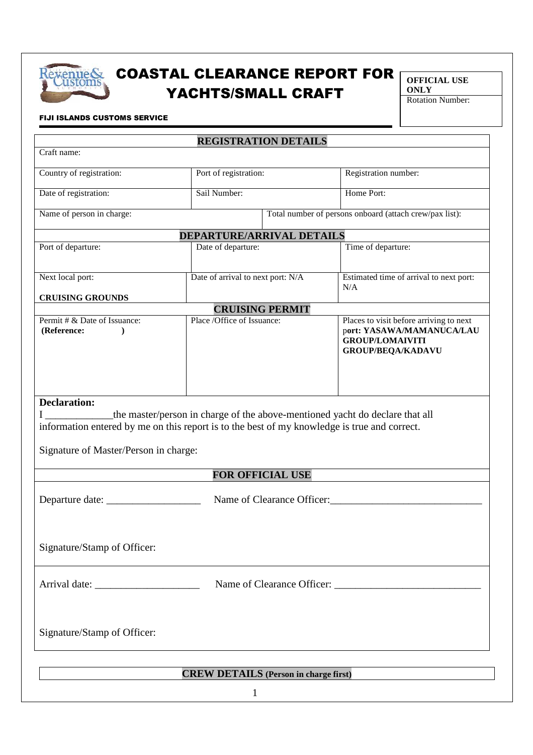# COASTAL CLEARANCE REPORT FOR YACHTS/SMALL CRAFT

**FIJI ISLANDS CUSTOMS SERVICE**

| **OFFICIAL USE ONLY** |
|---|
| Rotation Number: |

## REGISTRATION DETAILS

| Craft name: | | |
|---|---|---|
| Country of registration: | Port of registration: | Registration number: |
| Date of registration: | Sail Number: | Home Port: |
| Name of person in charge: | Total number of persons onboard (attach crew/pax list): | |

## DEPARTURE/ARRIVAL DETAILS

| Port of departure: | Date of departure: | Time of departure: |
|---|---|---|
| Next local port: **CRUISING GROUNDS** | Date of arrival to next port: N/A | Estimated time of arrival to next port: N/A |

## CRUISING PERMIT

| Permit # & Date of Issuance: **(Reference: )** | Place /Office of Issuance: | Places to visit before arriving to next port: **YASAWA/MAMANUCA/LAU GROUP/LOMAIVITI GROUP/BEQA/KADAVU** |
|---|---|---|

**Declaration:**

I _____________the master/person in charge of the above-mentioned yacht do declare that all information entered by me on this report is to the best of my knowledge is true and correct.

Signature of Master/Person in charge:

## FOR OFFICIAL USE

Departure date: __________________ Name of Clearance Officer:_____________________________

Signature/Stamp of Officer:

Arrival date: ____________________ Name of Clearance Officer: ____________________________

Signature/Stamp of Officer:

## CREW DETAILS (Person in charge first)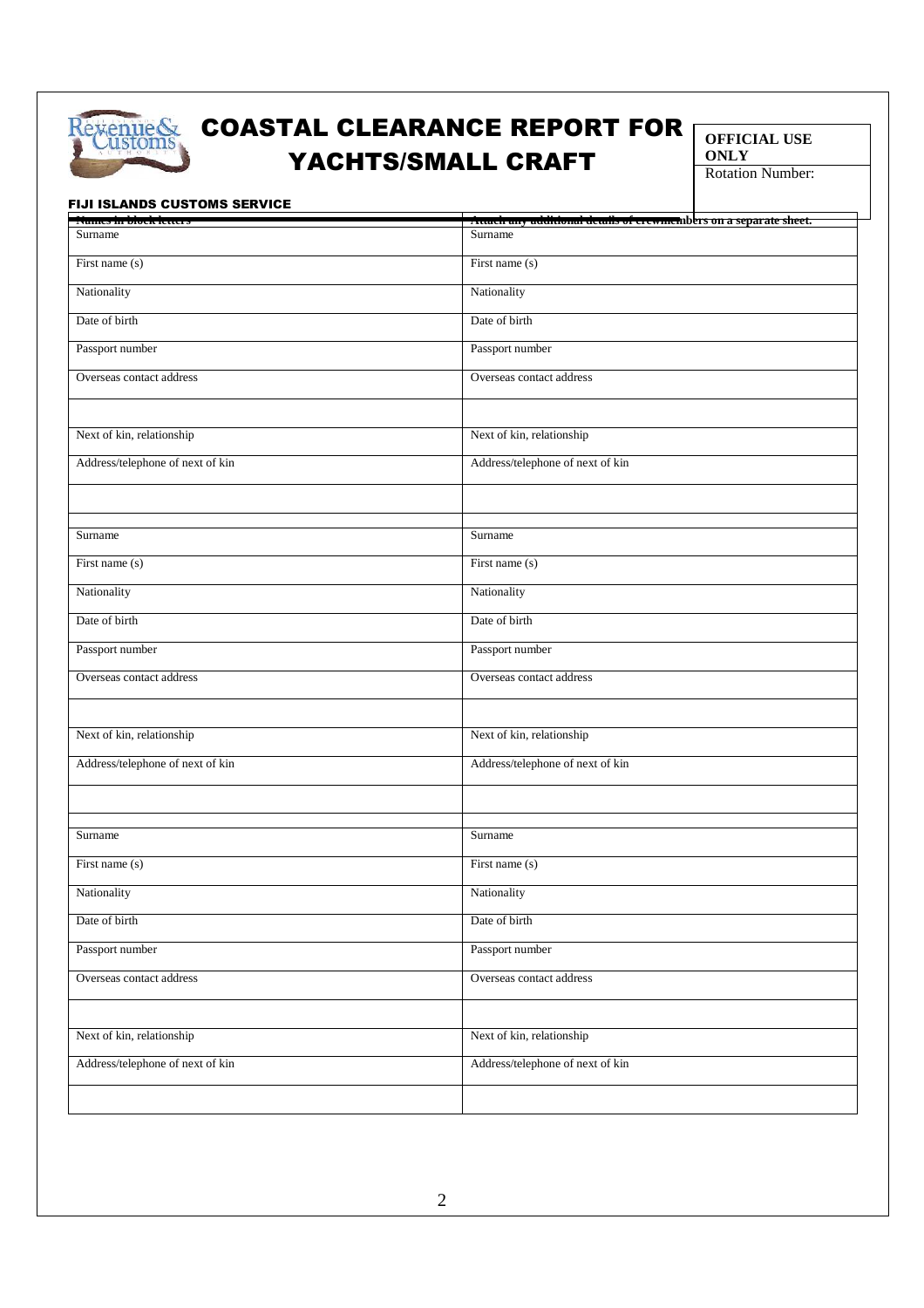# COASTAL CLEARANCE REPORT FOR YACHTS/SMALL CRAFT

**OFFICIAL USE ONLY**
Rotation Number:

**FIJI ISLANDS CUSTOMS SERVICE**

| Names in block letters | Attach any additional details of crewmembers on a separate sheet. |
|---|---|
| Surname | Surname |
| First name (s) | First name (s) |
| Nationality | Nationality |
| Date of birth | Date of birth |
| Passport number | Passport number |
| Overseas contact address | Overseas contact address |
| | |
| Next of kin, relationship | Next of kin, relationship |
| Address/telephone of next of kin | Address/telephone of next of kin |
| | |
| | |
| Surname | Surname |
| First name (s) | First name (s) |
| Nationality | Nationality |
| Date of birth | Date of birth |
| Passport number | Passport number |
| Overseas contact address | Overseas contact address |
| | |
| Next of kin, relationship | Next of kin, relationship |
| Address/telephone of next of kin | Address/telephone of next of kin |
| | |
| | |
| Surname | Surname |
| First name (s) | First name (s) |
| Nationality | Nationality |
| Date of birth | Date of birth |
| Passport number | Passport number |
| Overseas contact address | Overseas contact address |
| | |
| Next of kin, relationship | Next of kin, relationship |
| Address/telephone of next of kin | Address/telephone of next of kin |
| | |